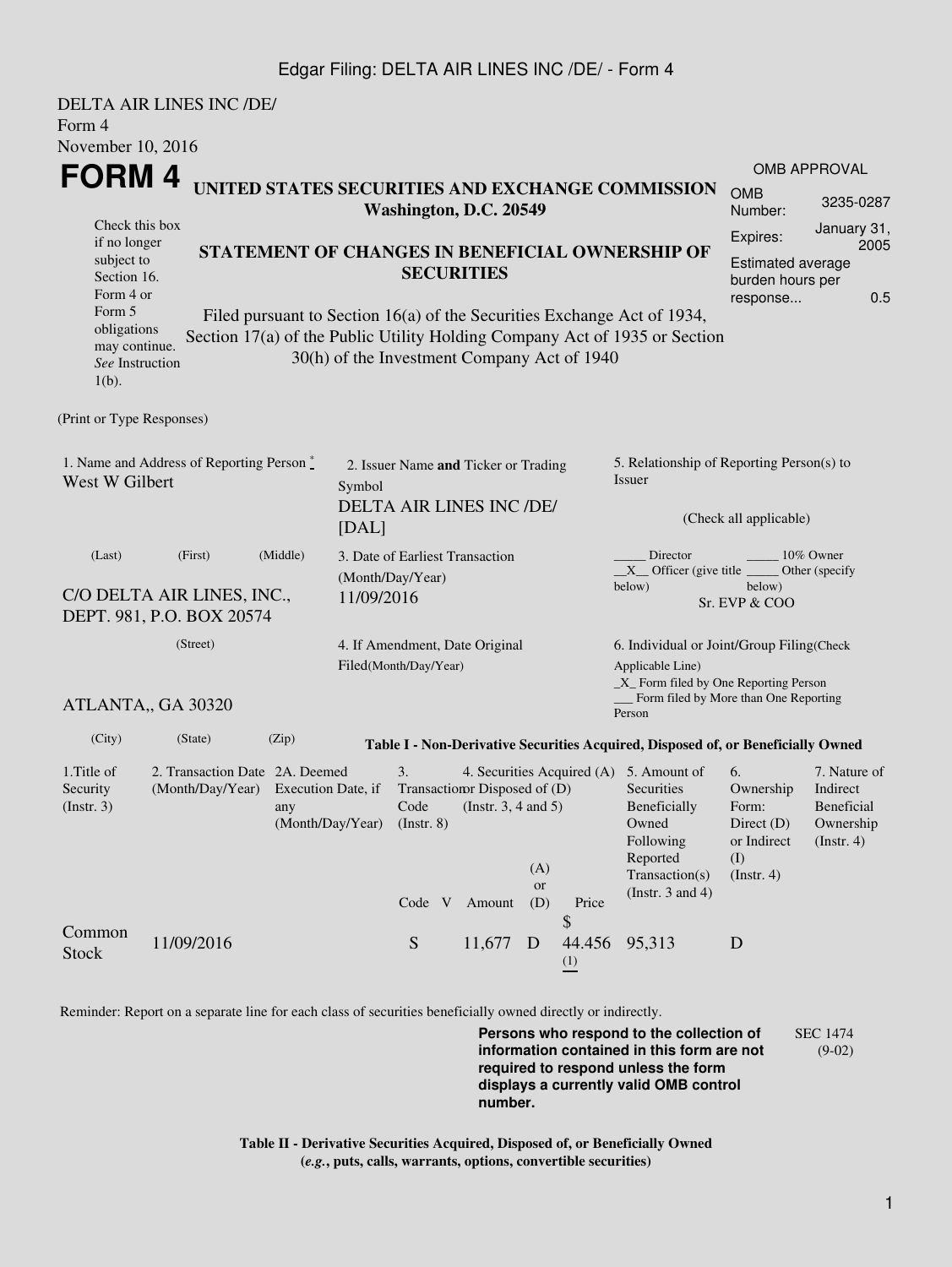DELTA AIR LINES INC /DE/
Form 4
November 10, 2016

# FORM 4

## UNITED STATES SECURITIES AND EXCHANGE COMMISSION
**Washington, D.C. 20549**

| OMB APPROVAL | |
|---|---|
| OMB Number: | 3235-0287 |
| Expires: | January 31, 2005 |
| Estimated average burden hours per response... | 0.5 |

Check this box if no longer subject to Section 16. Form 4 or Form 5 obligations may continue. *See* Instruction 1(b).

## STATEMENT OF CHANGES IN BENEFICIAL OWNERSHIP OF SECURITIES

Filed pursuant to Section 16(a) of the Securities Exchange Act of 1934, Section 17(a) of the Public Utility Holding Company Act of 1935 or Section 30(h) of the Investment Company Act of 1940

(Print or Type Responses)

1. Name and Address of Reporting Person *
West W Gilbert

(Last) (First) (Middle)

C/O DELTA AIR LINES, INC., DEPT. 981, P.O. BOX 20574

(Street)

ATLANTA,, GA 30320

(City) (State) (Zip)

2. Issuer Name **and** Ticker or Trading Symbol
DELTA AIR LINES INC /DE/ [DAL]

3. Date of Earliest Transaction (Month/Day/Year)
11/09/2016

4. If Amendment, Date Original Filed(Month/Day/Year)

5. Relationship of Reporting Person(s) to Issuer

(Check all applicable)

_____ Director _____ 10% Owner
__X__ Officer (give title below) _____ Other (specify below)
Sr. EVP & COO

6. Individual or Joint/Group Filing(Check Applicable Line)
_X_ Form filed by One Reporting Person
___ Form filed by More than One Reporting Person

**Table I - Non-Derivative Securities Acquired, Disposed of, or Beneficially Owned**

| 1.Title of Security (Instr. 3) | 2. Transaction Date (Month/Day/Year) | 2A. Deemed Execution Date, if any (Month/Day/Year) | 3. Transaction Code (Instr. 8) | | 4. Securities Acquired (A) or Disposed of (D) (Instr. 3, 4 and 5) | | | 5. Amount of Securities Beneficially Owned Following Reported Transaction(s) (Instr. 3 and 4) | 6. Ownership Form: Direct (D) or Indirect (I) (Instr. 4) | 7. Nature of Indirect Beneficial Ownership (Instr. 4) |
|---|---|---|---|---|---|---|---|---|---|---|
| | | | Code | V | Amount | (A) or (D) | Price | | | |
| Common Stock | 11/09/2016 | | S | | 11,677 | D | $ 44.456 (1) | 95,313 | D | |

Reminder: Report on a separate line for each class of securities beneficially owned directly or indirectly.

**Persons who respond to the collection of information contained in this form are not required to respond unless the form displays a currently valid OMB control number.**

SEC 1474 (9-02)

**Table II - Derivative Securities Acquired, Disposed of, or Beneficially Owned**
**(*e.g.*, puts, calls, warrants, options, convertible securities)**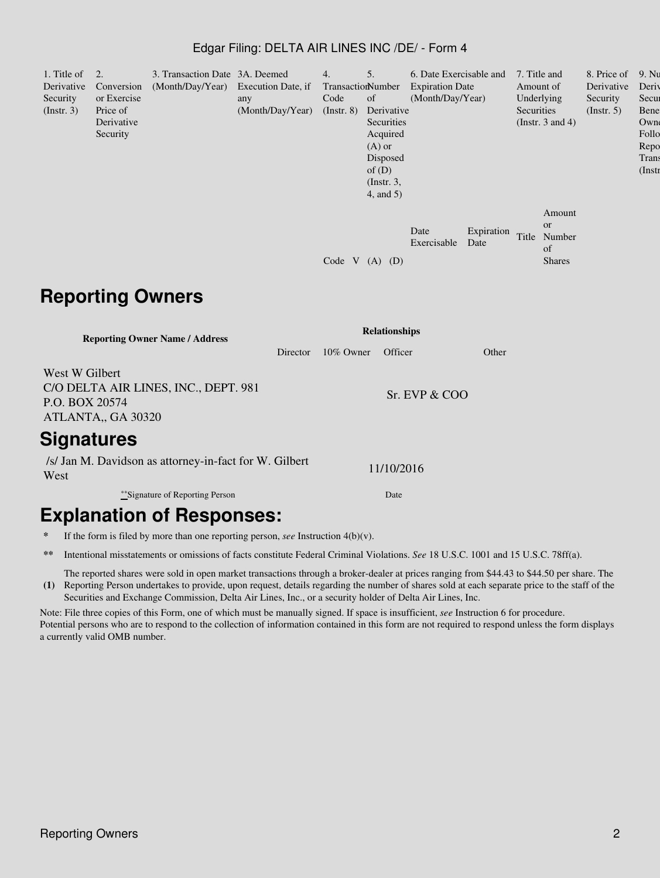| 1. Title of Derivative Security (Instr. 3) | 2. Conversion or Exercise Price of Derivative Security | 3. Transaction Date (Month/Day/Year) | 3A. Deemed Execution Date, if any (Month/Day/Year) | 4. Transaction Code (Instr. 8) | | 5. Number of Derivative Securities Acquired (A) or Disposed of (D) (Instr. 3, 4, and 5) | | 6. Date Exercisable and Expiration Date (Month/Day/Year) | | 7. Title and Amount of Underlying Securities (Instr. 3 and 4) | | 8. Price of Derivative Security (Instr. 5) | 9. Nu Deriv Secur Bene Own Follo Repo Trans (Instr |
|---|---|---|---|---|---|---|---|---|---|---|---|---|---|
| | | | | Code | V | (A) | (D) | Date Exercisable | Expiration Date | Title | Amount or Number of Shares | | |

## Reporting Owners

| Reporting Owner Name / Address | Relationships | | | |
|---|---|---|---|---|
| | Director | 10% Owner | Officer | Other |
| West W Gilbert<br>C/O DELTA AIR LINES, INC., DEPT. 981<br>P.O. BOX 20574<br>ATLANTA,, GA 30320 | | | Sr. EVP & COO | |

## Signatures

| | |
|---|---|
| /s/ Jan M. Davidson as attorney-in-fact for W. Gilbert West | 11/10/2016 |
| **Signature of Reporting Person | Date |

## Explanation of Responses:

\* If the form is filed by more than one reporting person, *see* Instruction 4(b)(v).

\*\* Intentional misstatements or omissions of facts constitute Federal Criminal Violations. *See* 18 U.S.C. 1001 and 15 U.S.C. 78ff(a).

**(1)** The reported shares were sold in open market transactions through a broker-dealer at prices ranging from $44.43 to $44.50 per share. The Reporting Person undertakes to provide, upon request, details regarding the number of shares sold at each separate price to the staff of the Securities and Exchange Commission, Delta Air Lines, Inc., or a security holder of Delta Air Lines, Inc.

Note: File three copies of this Form, one of which must be manually signed. If space is insufficient, *see* Instruction 6 for procedure.
Potential persons who are to respond to the collection of information contained in this form are not required to respond unless the form displays a currently valid OMB number.